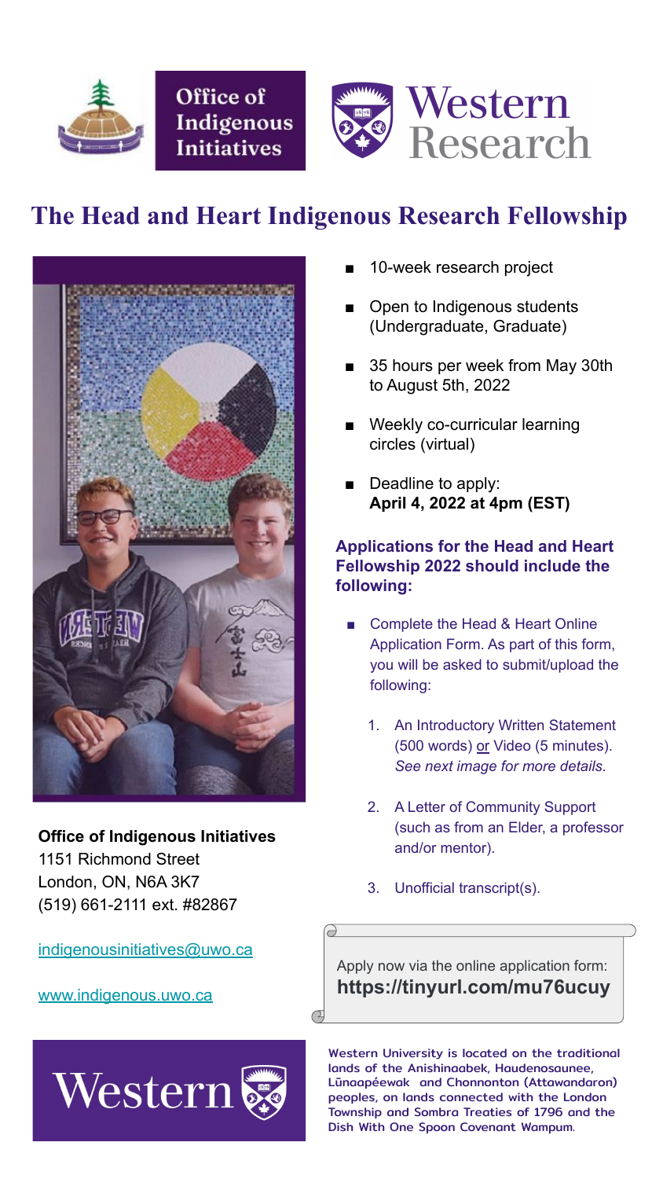Office of Indigenous Initiatives

Western Research

# The Head and Heart Indigenous Research Fellowship

- 10-week research project
- Open to Indigenous students (Undergraduate, Graduate)
- 35 hours per week from May 30th to August 5th, 2022
- Weekly co-curricular learning circles (virtual)
- Deadline to apply: **April 4, 2022 at 4pm (EST)**

### Applications for the Head and Heart Fellowship 2022 should include the following:

- Complete the Head & Heart Online Application Form. As part of this form, you will be asked to submit/upload the following:
  1. An Introductory Written Statement (500 words) or Video (5 minutes). *See next image for more details.*
  2. A Letter of Community Support (such as from an Elder, a professor and/or mentor).
  3. Unofficial transcript(s).

Apply now via the online application form:
**https://tinyurl.com/mu76ucuy**

**Office of Indigenous Initiatives**
1151 Richmond Street
London, ON, N6A 3K7
(519) 661-2111 ext. #82867

indigenousinitiatives@uwo.ca

www.indigenous.uwo.ca

Western

Western University is located on the traditional lands of the Anishinaabek, Haudenosaunee, Lūnaapéewak and Chonnonton (Attawandaron) peoples, on lands connected with the London Township and Sombra Treaties of 1796 and the Dish With One Spoon Covenant Wampum.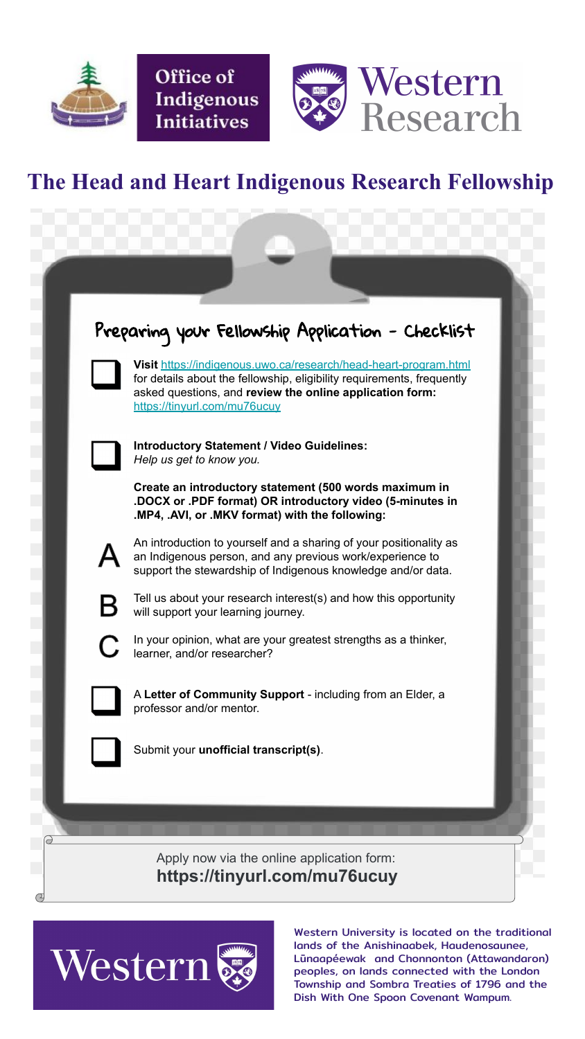Office of Indigenous Initiatives

Western Research

# The Head and Heart Indigenous Research Fellowship

## Preparing your Fellowship Application - Checklist

- [ ] **Visit** https://indigenous.uwo.ca/research/head-heart-program.html for details about the fellowship, eligibility requirements, frequently asked questions, and **review the online application form:** https://tinyurl.com/mu76ucuy

- [ ] **Introductory Statement / Video Guidelines:**
  *Help us get to know you.*

  **Create an introductory statement (500 words maximum in .DOCX or .PDF format) OR introductory video (5-minutes in .MP4, .AVI, or .MKV format) with the following:**

  **A** An introduction to yourself and a sharing of your positionality as an Indigenous person, and any previous work/experience to support the stewardship of Indigenous knowledge and/or data.

  **B** Tell us about your research interest(s) and how this opportunity will support your learning journey.

  **C** In your opinion, what are your greatest strengths as a thinker, learner, and/or researcher?

- [ ] A **Letter of Community Support** - including from an Elder, a professor and/or mentor.

- [ ] Submit your **unofficial transcript(s)**.

Apply now via the online application form:
**https://tinyurl.com/mu76ucuy**

Western

Western University is located on the traditional lands of the Anishinaabek, Haudenosaunee, Lūnaapéewak and Chonnonton (Attawandaron) peoples, on lands connected with the London Township and Sombra Treaties of 1796 and the Dish With One Spoon Covenant Wampum.